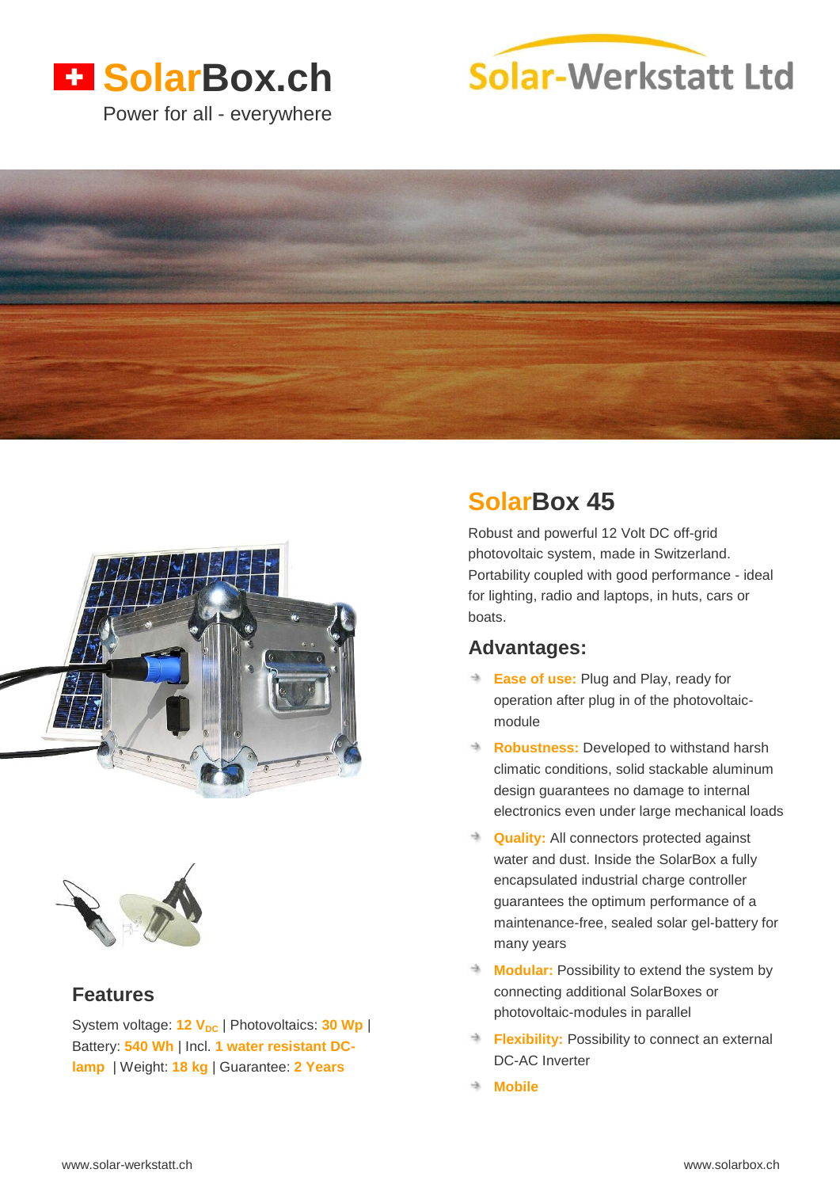# SolarBox.ch

Power for all - everywhere

Solar-Werkstatt Ltd

## SolarBox 45

Robust and powerful 12 Volt DC off-grid photovoltaic system, made in Switzerland. Portability coupled with good performance - ideal for lighting, radio and laptops, in huts, cars or boats.

### Advantages:

- **Ease of use:** Plug and Play, ready for operation after plug in of the photovoltaic-module
- **Robustness:** Developed to withstand harsh climatic conditions, solid stackable aluminum design guarantees no damage to internal electronics even under large mechanical loads
- **Quality:** All connectors protected against water and dust. Inside the SolarBox a fully encapsulated industrial charge controller guarantees the optimum performance of a maintenance-free, sealed solar gel-battery for many years
- **Modular:** Possibility to extend the system by connecting additional SolarBoxes or photovoltaic-modules in parallel
- **Flexibility:** Possibility to connect an external DC-AC Inverter
- **Mobile**

### Features

System voltage: **12 $V_{DC}$** | Photovoltaics: **30 Wp** | Battery: **540 Wh** | Incl. **1 water resistant DC-lamp** | Weight: **18 kg** | Guarantee: **2 Years**

www.solar-werkstatt.ch

www.solarbox.ch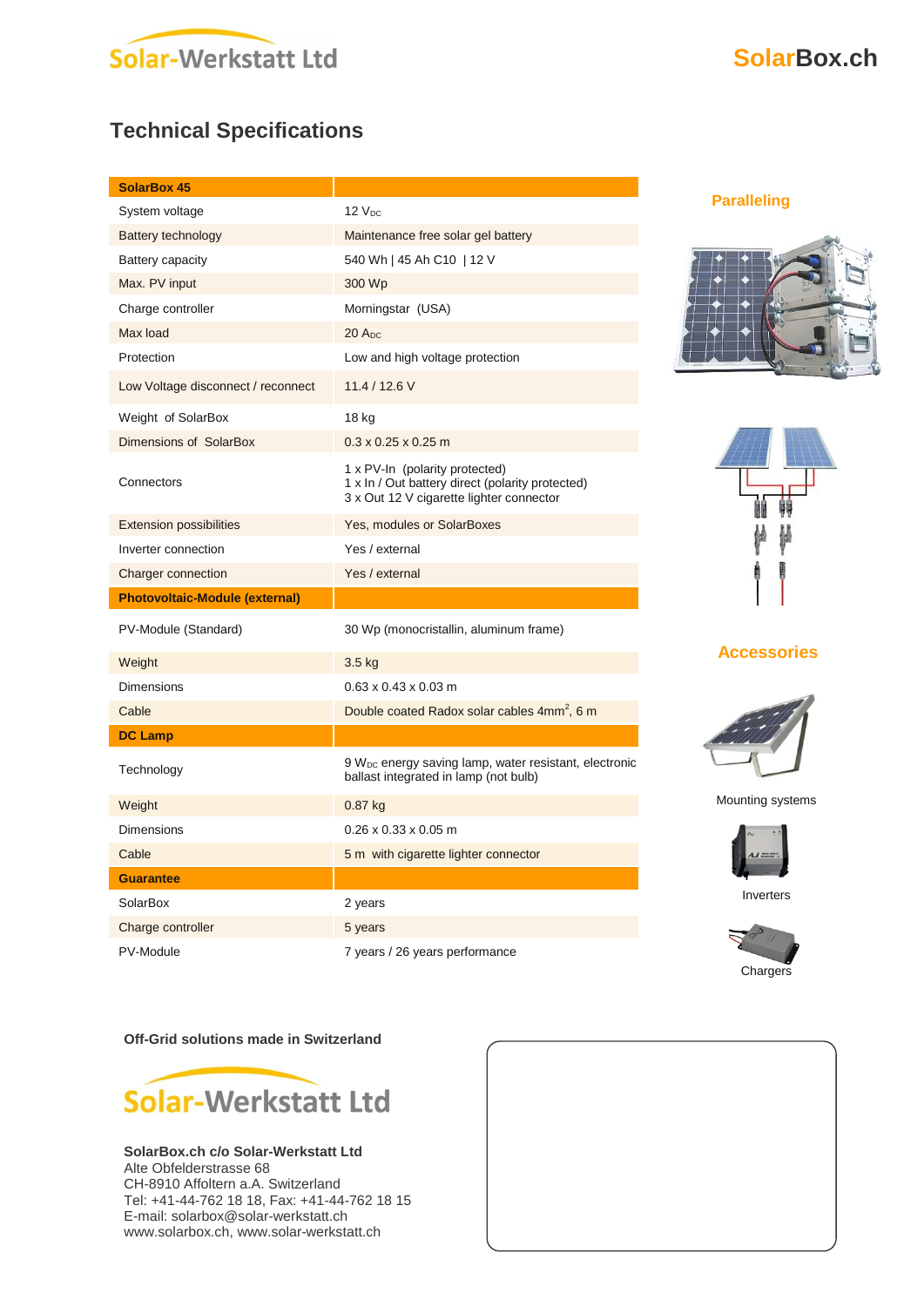Solar-Werkstatt Ltd

SolarBox.ch

# Technical Specifications

| SolarBox 45 | |
|---|---|
| System voltage | 12 $V_{DC}$ |
| Battery technology | Maintenance free solar gel battery |
| Battery capacity | 540 Wh \| 45 Ah C10 \| 12 V |
| Max. PV input | 300 Wp |
| Charge controller | Morningstar (USA) |
| Max load | 20 $A_{DC}$ |
| Protection | Low and high voltage protection |
| Low Voltage disconnect / reconnect | 11.4 / 12.6 V |
| Weight of SolarBox | 18 kg |
| Dimensions of SolarBox | 0.3 x 0.25 x 0.25 m |
| Connectors | 1 x PV-In (polarity protected)<br>1 x In / Out battery direct (polarity protected)<br>3 x Out 12 V cigarette lighter connector |
| Extension possibilities | Yes, modules or SolarBoxes |
| Inverter connection | Yes / external |
| Charger connection | Yes / external |
| **Photovoltaic-Module (external)** | |
| PV-Module (Standard) | 30 Wp (monocristallin, aluminum frame) |
| Weight | 3.5 kg |
| Dimensions | 0.63 x 0.43 x 0.03 m |
| Cable | Double coated Radox solar cables 4mm$^2$, 6 m |
| **DC Lamp** | |
| Technology | 9 $W_{DC}$ energy saving lamp, water resistant, electronic ballast integrated in lamp (not bulb) |
| Weight | 0.87 kg |
| Dimensions | 0.26 x 0.33 x 0.05 m |
| Cable | 5 m with cigarette lighter connector |
| **Guarantee** | |
| SolarBox | 2 years |
| Charge controller | 5 years |
| PV-Module | 7 years / 26 years performance |

## Paralleling

## Accessories

Mounting systems

Inverters

Chargers

**Off-Grid solutions made in Switzerland**

Solar-Werkstatt Ltd

**SolarBox.ch c/o Solar-Werkstatt Ltd**
Alte Obfelderstrasse 68
CH-8910 Affoltern a.A. Switzerland
Tel: +41-44-762 18 18, Fax: +41-44-762 18 15
E-mail: solarbox@solar-werkstatt.ch
www.solarbox.ch, www.solar-werkstatt.ch